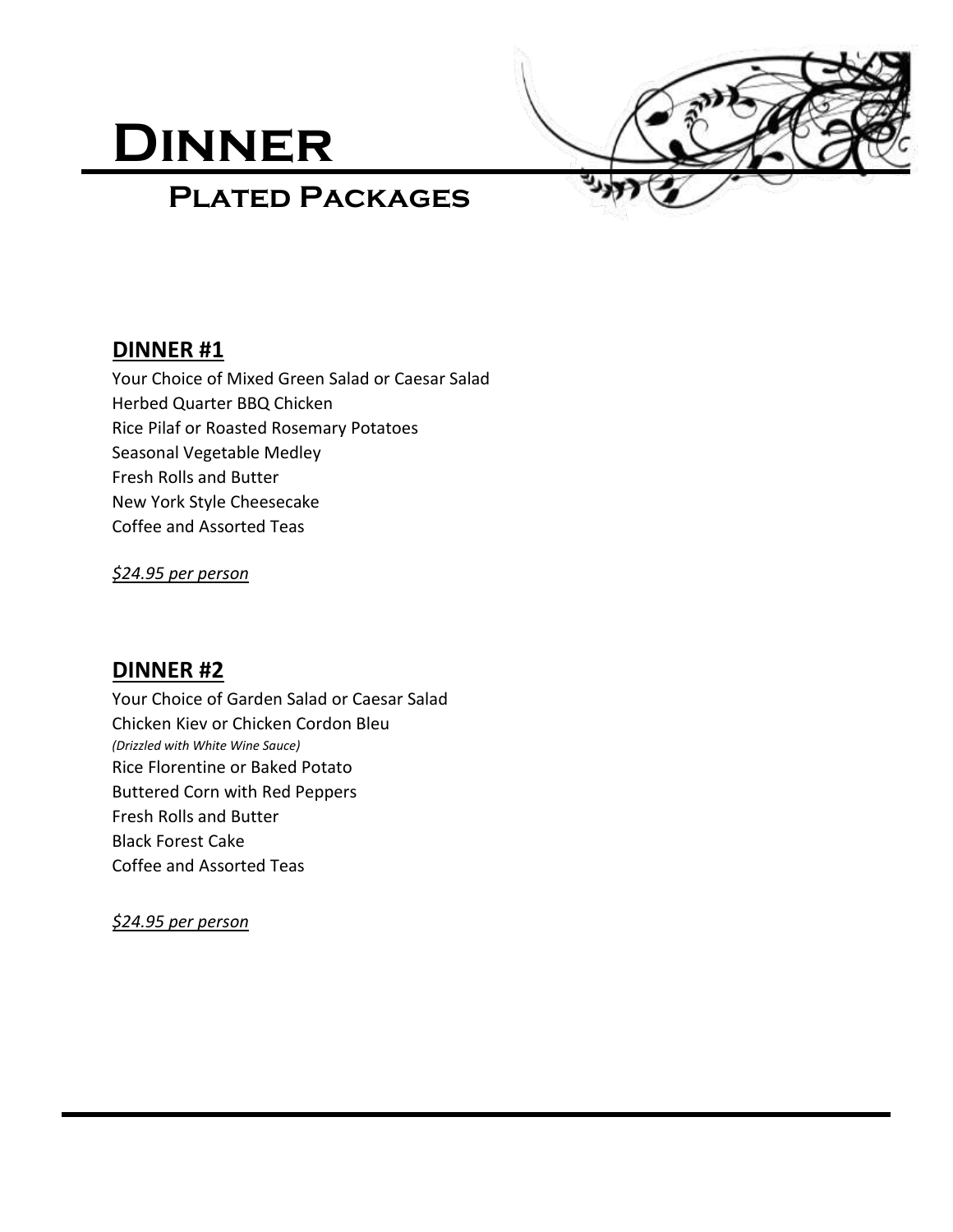# Dinner

## Plated Packages

### DINNER #1

Your Choice of Mixed Green Salad or Caesar Salad
Herbed Quarter BBQ Chicken
Rice Pilaf or Roasted Rosemary Potatoes
Seasonal Vegetable Medley
Fresh Rolls and Butter
New York Style Cheesecake
Coffee and Assorted Teas

*$24.95 per person*

### DINNER #2

Your Choice of Garden Salad or Caesar Salad
Chicken Kiev or Chicken Cordon Bleu
*(Drizzled with White Wine Sauce)*
Rice Florentine or Baked Potato
Buttered Corn with Red Peppers
Fresh Rolls and Butter
Black Forest Cake
Coffee and Assorted Teas

*$24.95 per person*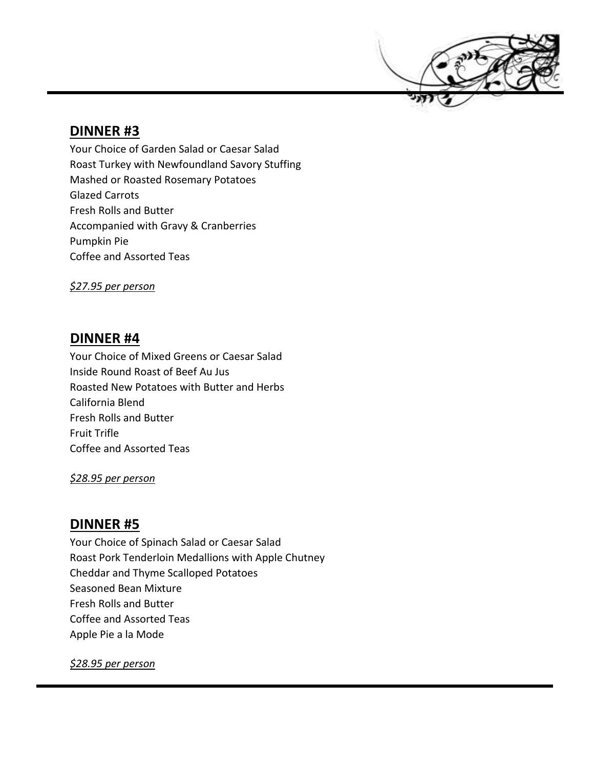## DINNER #3

Your Choice of Garden Salad or Caesar Salad
Roast Turkey with Newfoundland Savory Stuffing
Mashed or Roasted Rosemary Potatoes
Glazed Carrots
Fresh Rolls and Butter
Accompanied with Gravy & Cranberries
Pumpkin Pie
Coffee and Assorted Teas

*$27.95 per person*

## DINNER #4

Your Choice of Mixed Greens or Caesar Salad
Inside Round Roast of Beef Au Jus
Roasted New Potatoes with Butter and Herbs
California Blend
Fresh Rolls and Butter
Fruit Trifle
Coffee and Assorted Teas

*$28.95 per person*

## DINNER #5

Your Choice of Spinach Salad or Caesar Salad
Roast Pork Tenderloin Medallions with Apple Chutney
Cheddar and Thyme Scalloped Potatoes
Seasoned Bean Mixture
Fresh Rolls and Butter
Coffee and Assorted Teas
Apple Pie a la Mode

*$28.95 per person*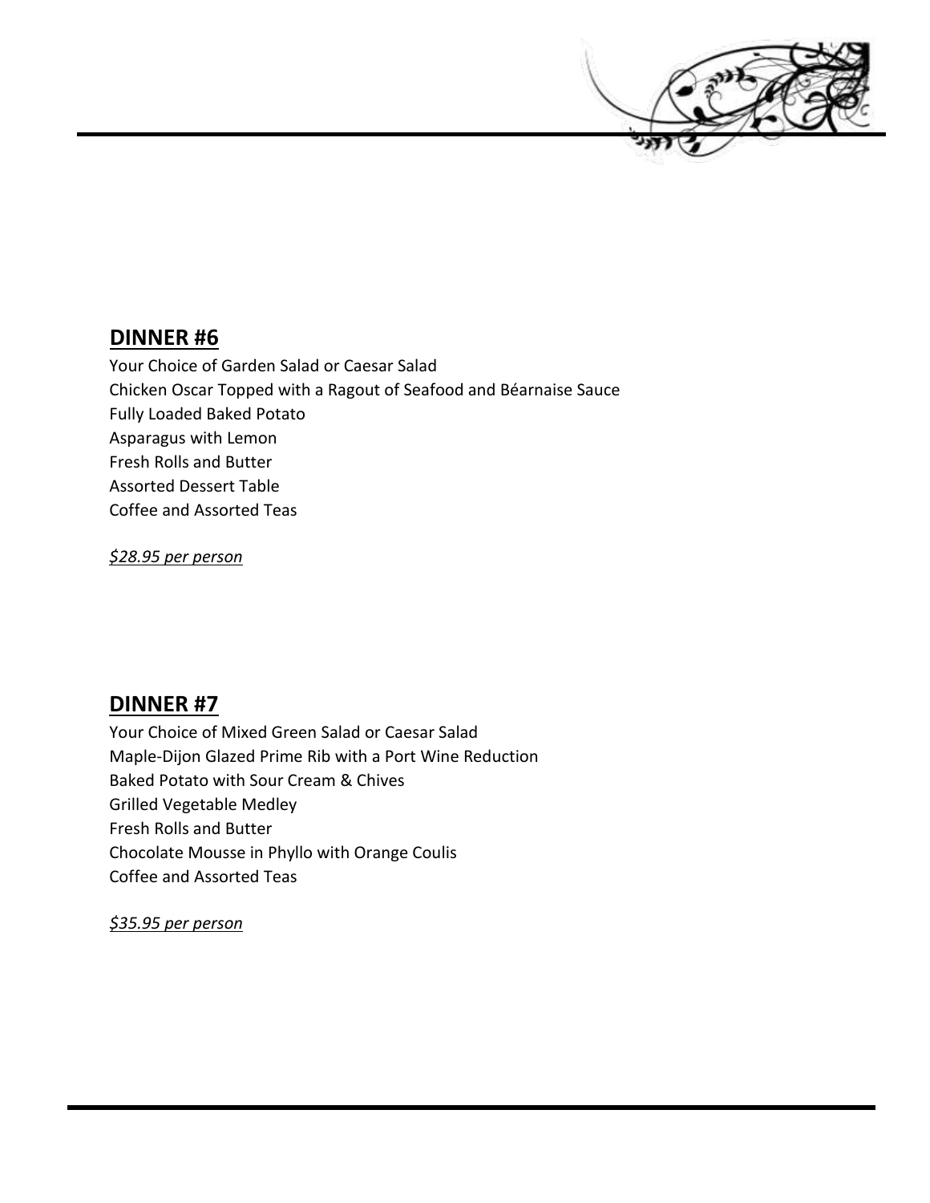## DINNER #6

Your Choice of Garden Salad or Caesar Salad
Chicken Oscar Topped with a Ragout of Seafood and Béarnaise Sauce
Fully Loaded Baked Potato
Asparagus with Lemon
Fresh Rolls and Butter
Assorted Dessert Table
Coffee and Assorted Teas

*$28.95 per person*

## DINNER #7

Your Choice of Mixed Green Salad or Caesar Salad
Maple-Dijon Glazed Prime Rib with a Port Wine Reduction
Baked Potato with Sour Cream & Chives
Grilled Vegetable Medley
Fresh Rolls and Butter
Chocolate Mousse in Phyllo with Orange Coulis
Coffee and Assorted Teas

*$35.95 per person*